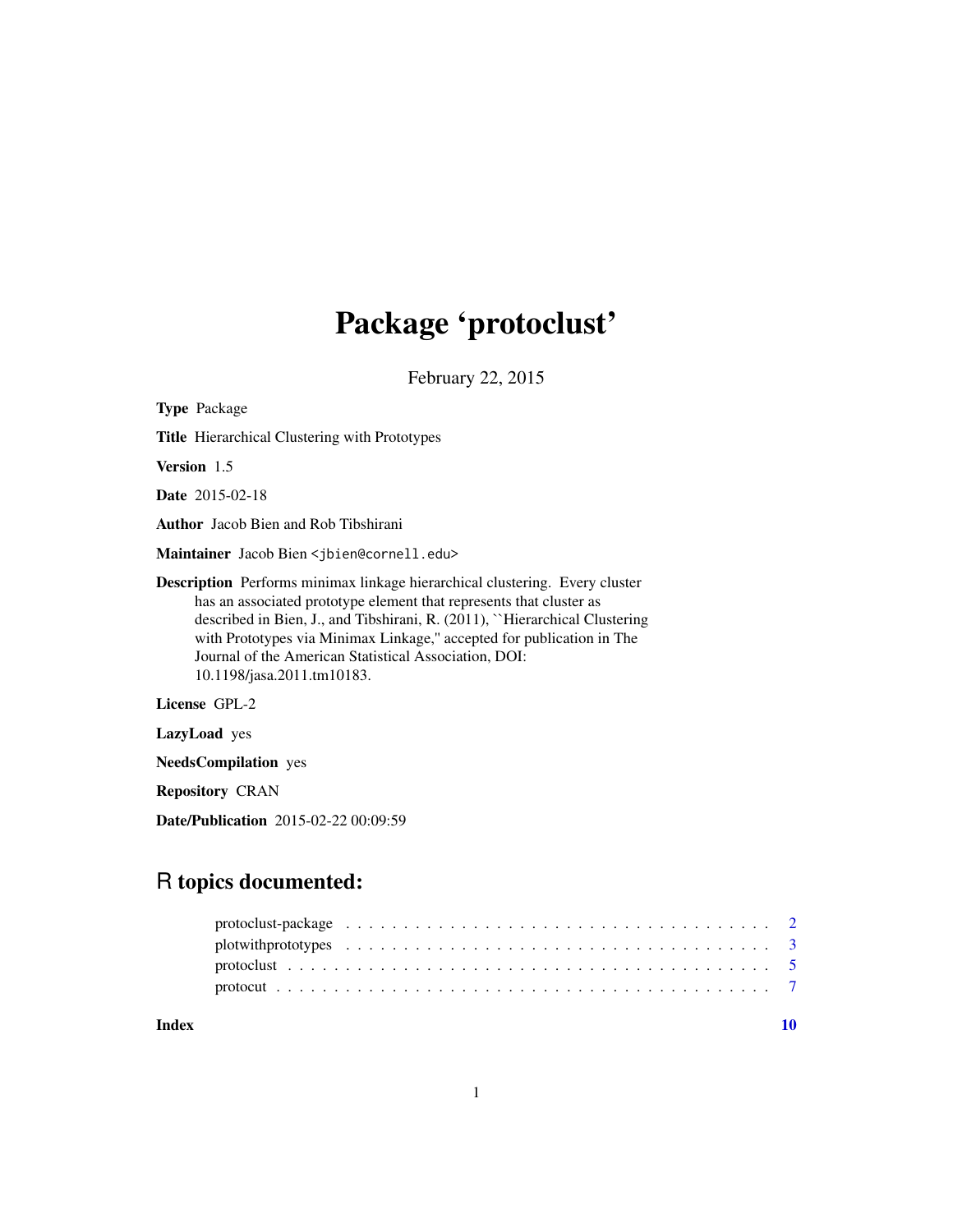# Package 'protoclust'

February 22, 2015

**Type** Package

**Title** Hierarchical Clustering with Prototypes

**Version** 1.5

**Date** 2015-02-18

**Author** Jacob Bien and Rob Tibshirani

**Maintainer** Jacob Bien <jbien@cornell.edu>

**Description** Performs minimax linkage hierarchical clustering. Every cluster has an associated prototype element that represents that cluster as described in Bien, J., and Tibshirani, R. (2011), ``Hierarchical Clustering with Prototypes via Minimax Linkage,'' accepted for publication in The Journal of the American Statistical Association, DOI: 10.1198/jasa.2011.tm10183.

**License** GPL-2

**LazyLoad** yes

**NeedsCompilation** yes

**Repository** CRAN

**Date/Publication** 2015-02-22 00:09:59

## R topics documented:

- protoclust-package . . . . . . . . . . . . . . . . . . . . . . . . . . . . . . . . . . . . . 2
- plotwithprototypes . . . . . . . . . . . . . . . . . . . . . . . . . . . . . . . . . . . . . 3
- protoclust . . . . . . . . . . . . . . . . . . . . . . . . . . . . . . . . . . . . . . . . . . 5
- protocut . . . . . . . . . . . . . . . . . . . . . . . . . . . . . . . . . . . . . . . . . . . 7

**Index** **10**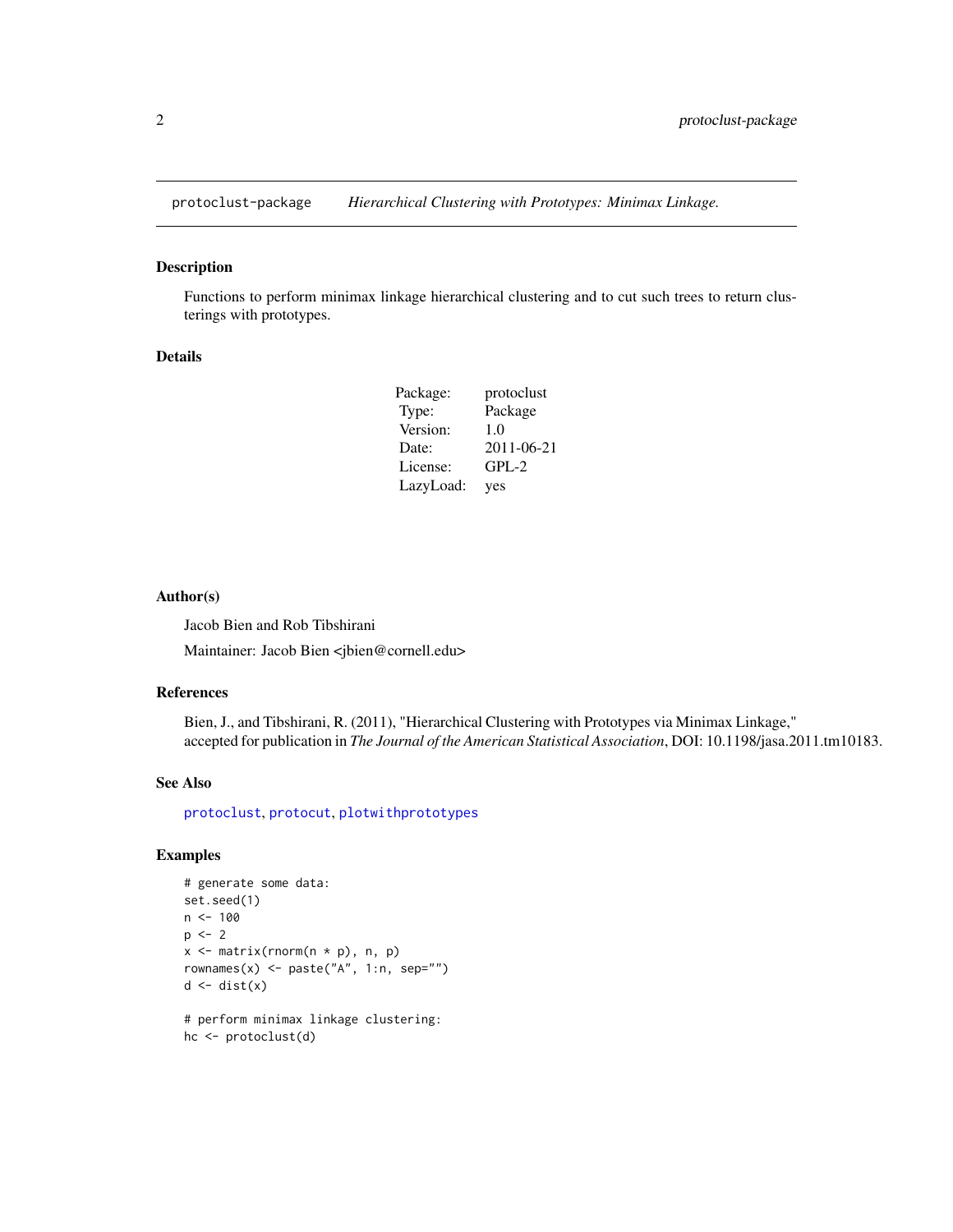protoclust-package    *Hierarchical Clustering with Prototypes: Minimax Linkage.*

## Description

Functions to perform minimax linkage hierarchical clustering and to cut such trees to return clusterings with prototypes.

## Details

| | |
|---|---|
| Package: | protoclust |
| Type: | Package |
| Version: | 1.0 |
| Date: | 2011-06-21 |
| License: | GPL-2 |
| LazyLoad: | yes |

## Author(s)

Jacob Bien and Rob Tibshirani

Maintainer: Jacob Bien <jbien@cornell.edu>

## References

Bien, J., and Tibshirani, R. (2011), "Hierarchical Clustering with Prototypes via Minimax Linkage," accepted for publication in *The Journal of the American Statistical Association*, DOI: 10.1198/jasa.2011.tm10183.

## See Also

protoclust, protocut, plotwithprototypes

## Examples

```
# generate some data:
set.seed(1)
n <- 100
p <- 2
x <- matrix(rnorm(n * p), n, p)
rownames(x) <- paste("A", 1:n, sep="")
d <- dist(x)

# perform minimax linkage clustering:
hc <- protoclust(d)
```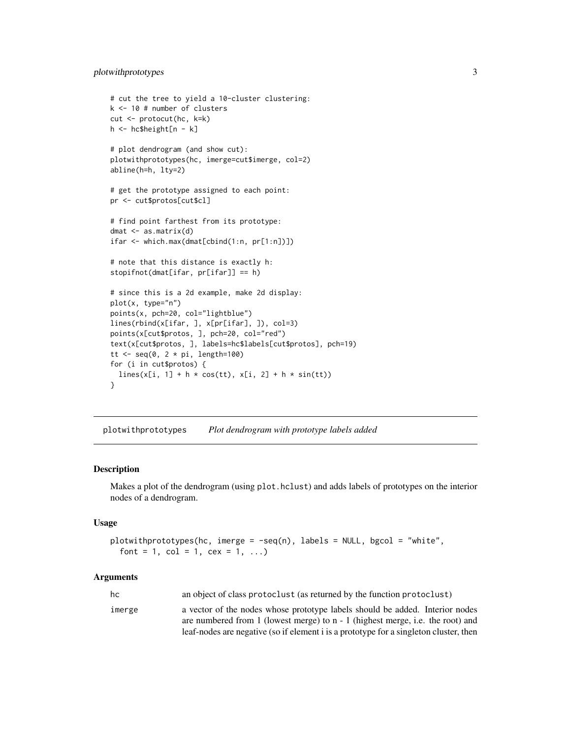```
# cut the tree to yield a 10-cluster clustering:
k <- 10 # number of clusters
cut <- protocut(hc, k=k)
h <- hc$height[n - k]

# plot dendrogram (and show cut):
plotwithprototypes(hc, imerge=cut$imerge, col=2)
abline(h=h, lty=2)

# get the prototype assigned to each point:
pr <- cut$protos[cut$cl]

# find point farthest from its prototype:
dmat <- as.matrix(d)
ifar <- which.max(dmat[cbind(1:n, pr[1:n])])

# note that this distance is exactly h:
stopifnot(dmat[ifar, pr[ifar]] == h)

# since this is a 2d example, make 2d display:
plot(x, type="n")
points(x, pch=20, col="lightblue")
lines(rbind(x[ifar, ], x[pr[ifar], ]), col=3)
points(x[cut$protos, ], pch=20, col="red")
text(x[cut$protos, ], labels=hc$labels[cut$protos], pch=19)
tt <- seq(0, 2 * pi, length=100)
for (i in cut$protos) {
  lines(x[i, 1] + h * cos(tt), x[i, 2] + h * sin(tt))
}
```

---

## plotwithprototypes — *Plot dendrogram with prototype labels added*

### Description

Makes a plot of the dendrogram (using `plot.hclust`) and adds labels of prototypes on the interior nodes of a dendrogram.

### Usage

```
plotwithprototypes(hc, imerge = -seq(n), labels = NULL, bgcol = "white",
  font = 1, col = 1, cex = 1, ...)
```

### Arguments

| | |
|---|---|
| hc | an object of class `protoclust` (as returned by the function `protoclust`) |
| imerge | a vector of the nodes whose prototype labels should be added. Interior nodes are numbered from 1 (lowest merge) to n - 1 (highest merge, i.e. the root) and leaf-nodes are negative (so if element i is a prototype for a singleton cluster, then |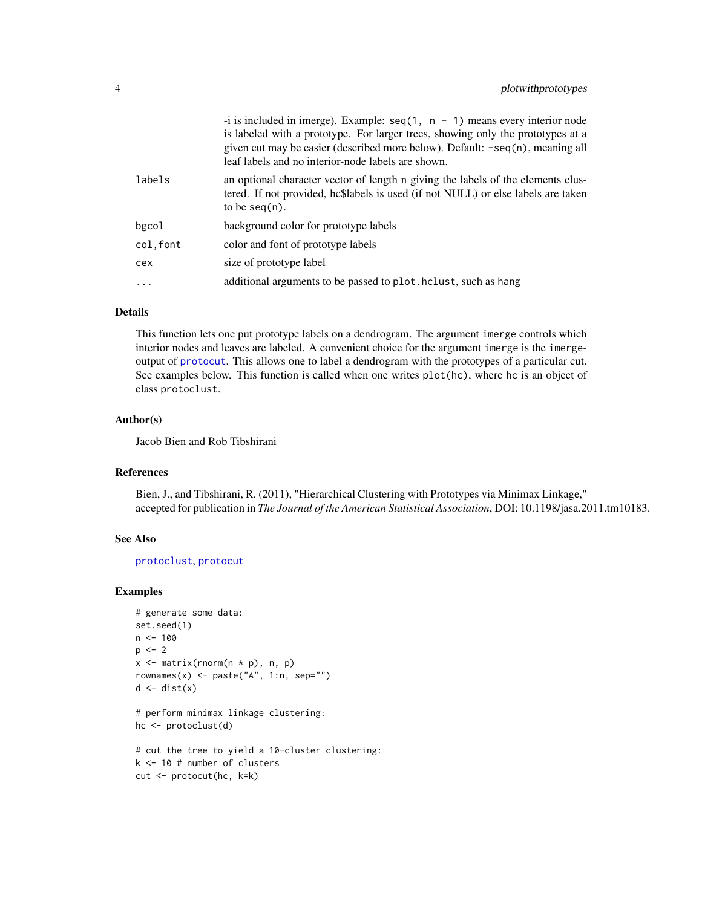| | |
|---|---|
| | -i is included in imerge). Example: `seq(1, n - 1)` means every interior node is labeled with a prototype. For larger trees, showing only the prototypes at a given cut may be easier (described more below). Default: `-seq(n)`, meaning all leaf labels and no interior-node labels are shown. |
| `labels` | an optional character vector of length n giving the labels of the elements clustered. If not provided, hc$labels is used (if not NULL) or else labels are taken to be `seq(n)`. |
| `bgcol` | background color for prototype labels |
| `col,font` | color and font of prototype labels |
| `cex` | size of prototype label |
| `...` | additional arguments to be passed to `plot.hclust`, such as `hang` |

### Details

This function lets one put prototype labels on a dendrogram. The argument `imerge` controls which interior nodes and leaves are labeled. A convenient choice for the argument `imerge` is the `imerge`-output of `protocut`. This allows one to label a dendrogram with the prototypes of a particular cut. See examples below. This function is called when one writes `plot(hc)`, where `hc` is an object of class `protoclust`.

### Author(s)

Jacob Bien and Rob Tibshirani

### References

Bien, J., and Tibshirani, R. (2011), "Hierarchical Clustering with Prototypes via Minimax Linkage," accepted for publication in *The Journal of the American Statistical Association*, DOI: 10.1198/jasa.2011.tm10183.

### See Also

`protoclust`, `protocut`

### Examples

```
# generate some data:
set.seed(1)
n <- 100
p <- 2
x <- matrix(rnorm(n * p), n, p)
rownames(x) <- paste("A", 1:n, sep="")
d <- dist(x)

# perform minimax linkage clustering:
hc <- protoclust(d)

# cut the tree to yield a 10-cluster clustering:
k <- 10 # number of clusters
cut <- protocut(hc, k=k)
```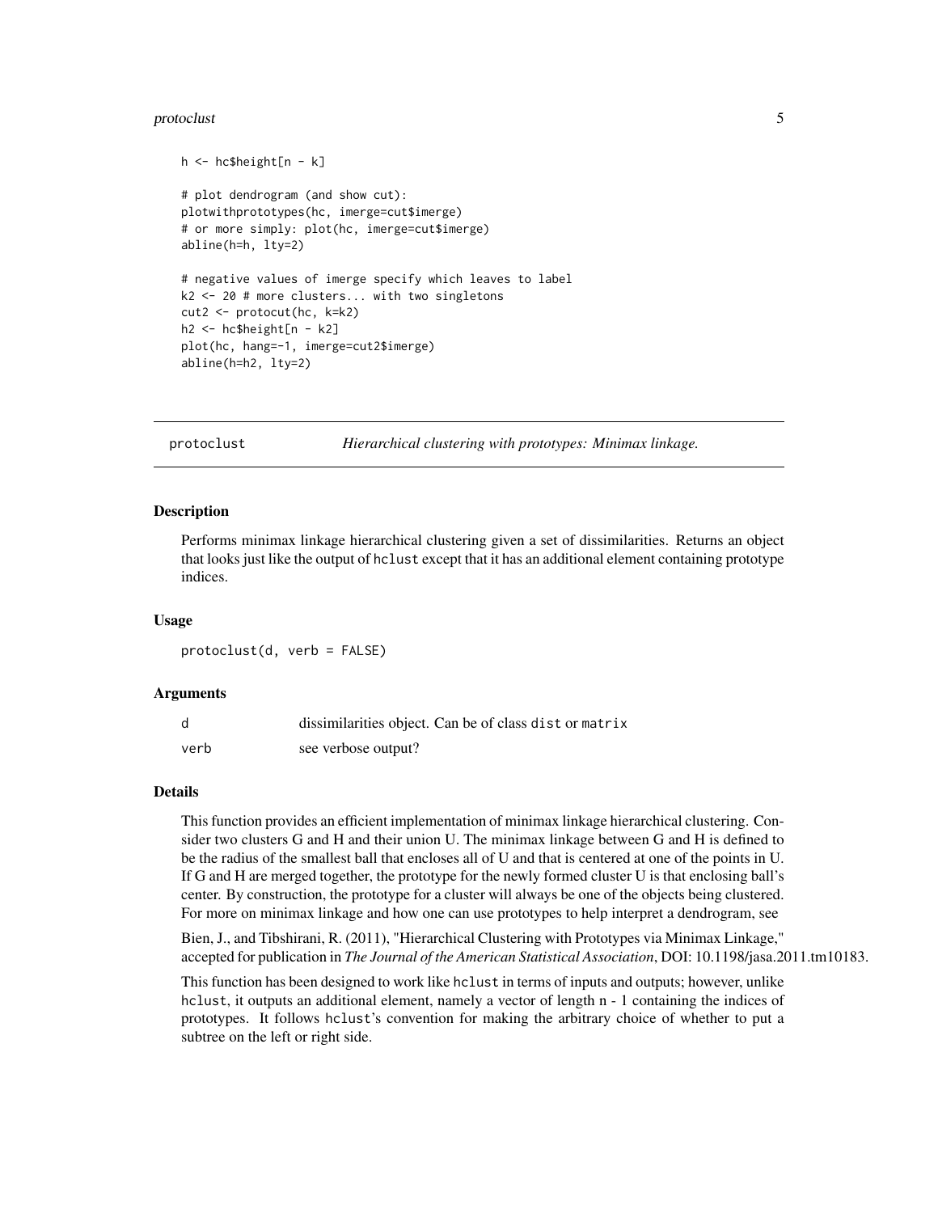```
h <- hc$height[n - k]

# plot dendrogram (and show cut):
plotwithprototypes(hc, imerge=cut$imerge)
# or more simply: plot(hc, imerge=cut$imerge)
abline(h=h, lty=2)

# negative values of imerge specify which leaves to label
k2 <- 20 # more clusters... with two singletons
cut2 <- protocut(hc, k=k2)
h2 <- hc$height[n - k2]
plot(hc, hang=-1, imerge=cut2$imerge)
abline(h=h2, lty=2)
```

## protoclust — *Hierarchical clustering with prototypes: Minimax linkage.*

### Description

Performs minimax linkage hierarchical clustering given a set of dissimilarities. Returns an object that looks just like the output of `hclust` except that it has an additional element containing prototype indices.

### Usage

```
protoclust(d, verb = FALSE)
```

### Arguments

| | |
|---|---|
| d | dissimilarities object. Can be of class `dist` or `matrix` |
| verb | see verbose output? |

### Details

This function provides an efficient implementation of minimax linkage hierarchical clustering. Consider two clusters G and H and their union U. The minimax linkage between G and H is defined to be the radius of the smallest ball that encloses all of U and that is centered at one of the points in U. If G and H are merged together, the prototype for the newly formed cluster U is that enclosing ball's center. By construction, the prototype for a cluster will always be one of the objects being clustered. For more on minimax linkage and how one can use prototypes to help interpret a dendrogram, see

Bien, J., and Tibshirani, R. (2011), "Hierarchical Clustering with Prototypes via Minimax Linkage," accepted for publication in *The Journal of the American Statistical Association*, DOI: 10.1198/jasa.2011.tm10183.

This function has been designed to work like `hclust` in terms of inputs and outputs; however, unlike `hclust`, it outputs an additional element, namely a vector of length n - 1 containing the indices of prototypes. It follows `hclust`'s convention for making the arbitrary choice of whether to put a subtree on the left or right side.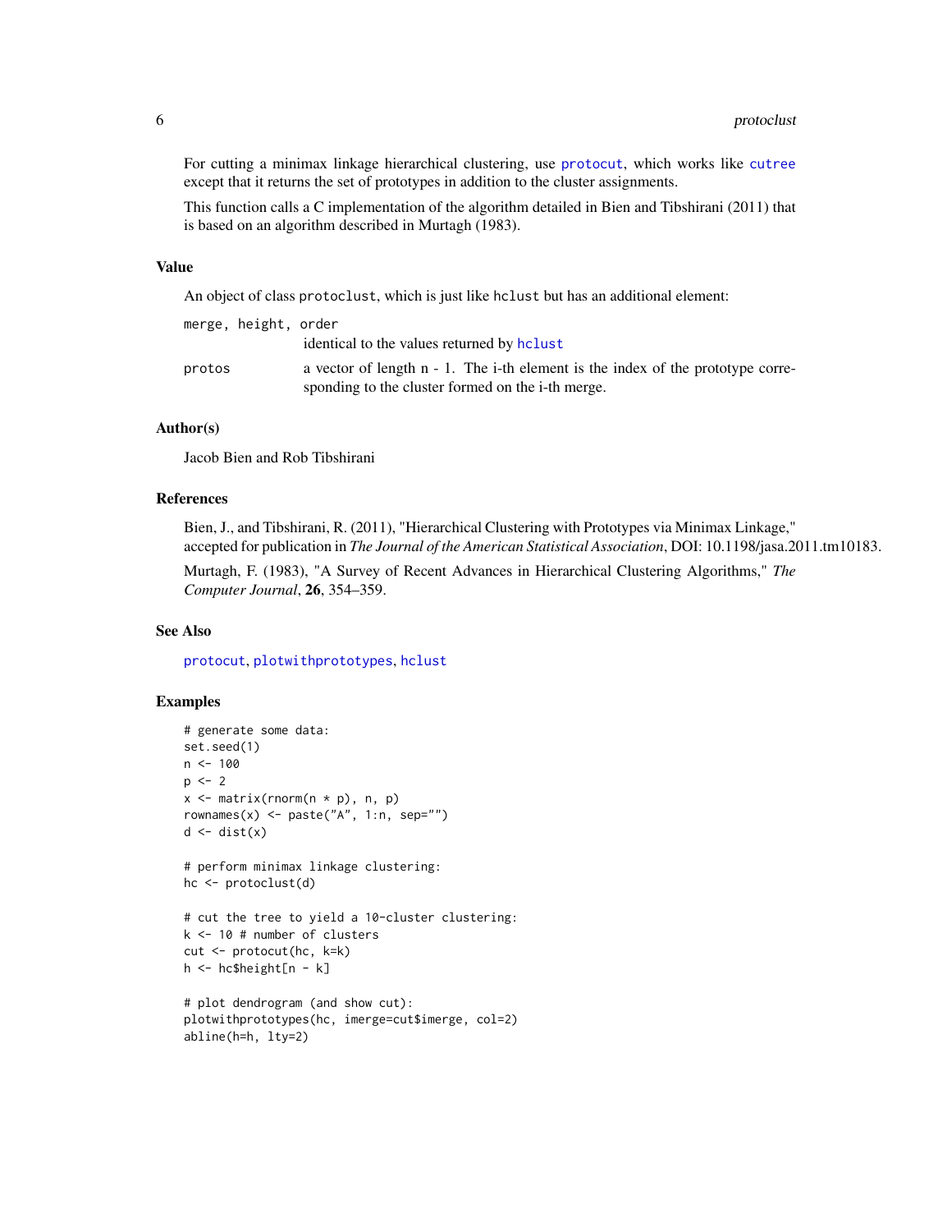For cutting a minimax linkage hierarchical clustering, use protocut, which works like cutree except that it returns the set of prototypes in addition to the cluster assignments.

This function calls a C implementation of the algorithm detailed in Bien and Tibshirani (2011) that is based on an algorithm described in Murtagh (1983).

## Value

An object of class protoclust, which is just like hclust but has an additional element:

merge, height, order
: identical to the values returned by hclust

protos
: a vector of length n - 1. The i-th element is the index of the prototype corresponding to the cluster formed on the i-th merge.

## Author(s)

Jacob Bien and Rob Tibshirani

## References

Bien, J., and Tibshirani, R. (2011), "Hierarchical Clustering with Prototypes via Minimax Linkage," accepted for publication in *The Journal of the American Statistical Association*, DOI: 10.1198/jasa.2011.tm10183.

Murtagh, F. (1983), "A Survey of Recent Advances in Hierarchical Clustering Algorithms," *The Computer Journal*, **26**, 354–359.

## See Also

protocut, plotwithprototypes, hclust

## Examples

```
# generate some data:
set.seed(1)
n <- 100
p <- 2
x <- matrix(rnorm(n * p), n, p)
rownames(x) <- paste("A", 1:n, sep="")
d <- dist(x)

# perform minimax linkage clustering:
hc <- protoclust(d)

# cut the tree to yield a 10-cluster clustering:
k <- 10 # number of clusters
cut <- protocut(hc, k=k)
h <- hc$height[n - k]

# plot dendrogram (and show cut):
plotwithprototypes(hc, imerge=cut$imerge, col=2)
abline(h=h, lty=2)
```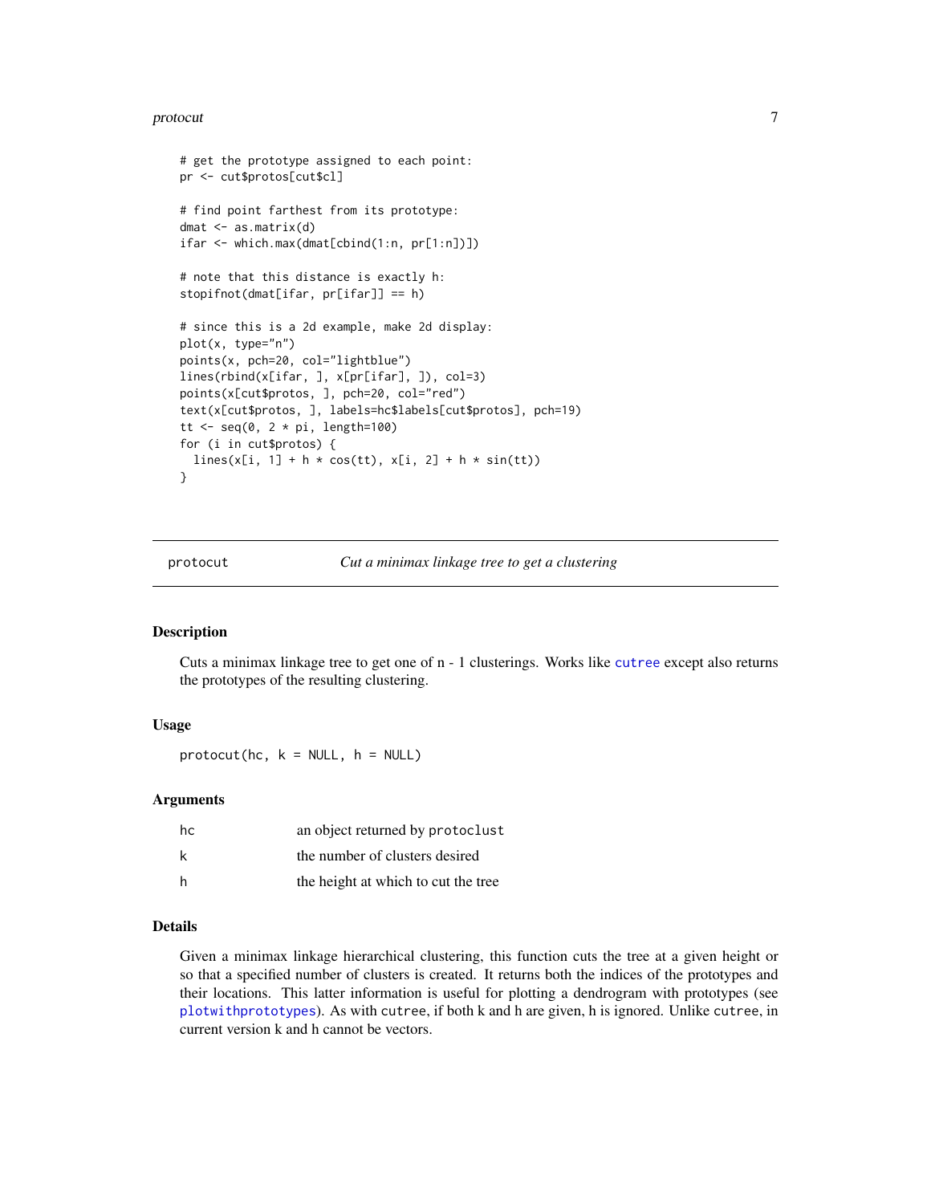```
# get the prototype assigned to each point:
pr <- cut$protos[cut$cl]

# find point farthest from its prototype:
dmat <- as.matrix(d)
ifar <- which.max(dmat[cbind(1:n, pr[1:n])])

# note that this distance is exactly h:
stopifnot(dmat[ifar, pr[ifar]] == h)

# since this is a 2d example, make 2d display:
plot(x, type="n")
points(x, pch=20, col="lightblue")
lines(rbind(x[ifar, ], x[pr[ifar], ]), col=3)
points(x[cut$protos, ], pch=20, col="red")
text(x[cut$protos, ], labels=hc$labels[cut$protos], pch=19)
tt <- seq(0, 2 * pi, length=100)
for (i in cut$protos) {
  lines(x[i, 1] + h * cos(tt), x[i, 2] + h * sin(tt))
}
```

---

## `protocut` — *Cut a minimax linkage tree to get a clustering*

### Description

Cuts a minimax linkage tree to get one of n - 1 clusterings. Works like `cutree` except also returns the prototypes of the resulting clustering.

### Usage

```
protocut(hc, k = NULL, h = NULL)
```

### Arguments

| | |
|---|---|
| `hc` | an object returned by `protoclust` |
| `k` | the number of clusters desired |
| `h` | the height at which to cut the tree |

### Details

Given a minimax linkage hierarchical clustering, this function cuts the tree at a given height or so that a specified number of clusters is created. It returns both the indices of the prototypes and their locations. This latter information is useful for plotting a dendrogram with prototypes (see `plotwithprototypes`). As with `cutree`, if both k and h are given, h is ignored. Unlike `cutree`, in current version k and h cannot be vectors.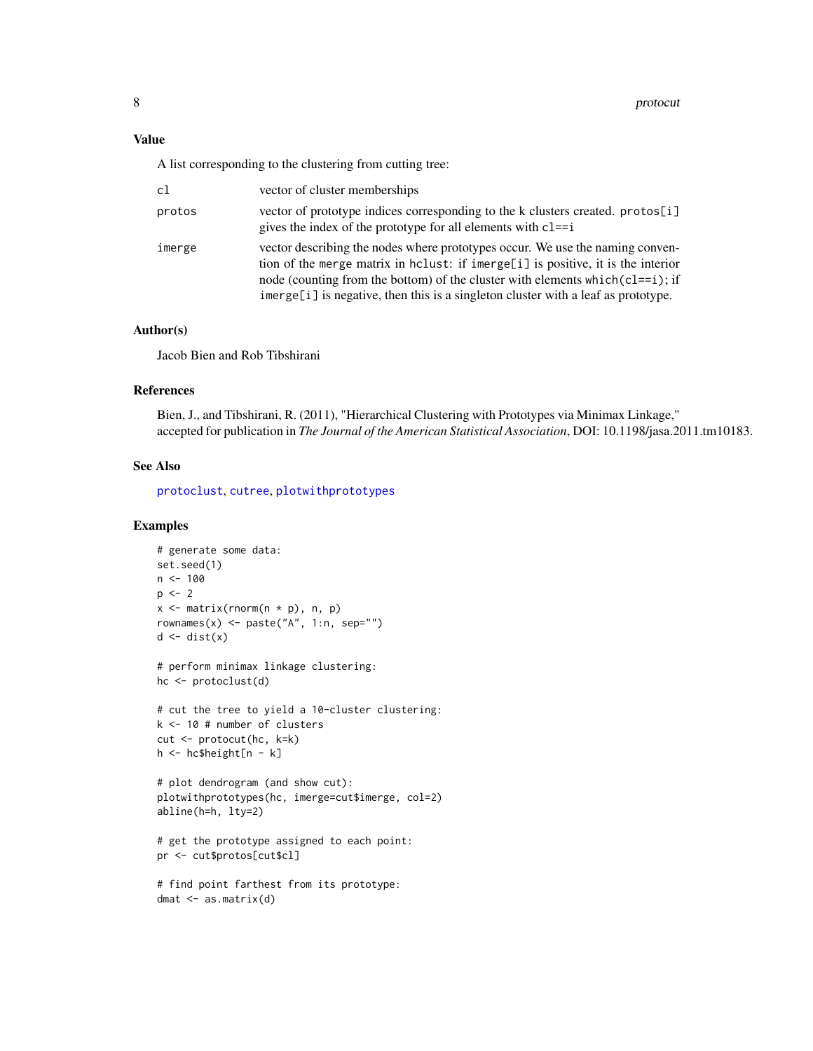## Value

A list corresponding to the clustering from cutting tree:

| | |
|---|---|
| cl | vector of cluster memberships |
| protos | vector of prototype indices corresponding to the k clusters created. protos[i] gives the index of the prototype for all elements with cl==i |
| imerge | vector describing the nodes where prototypes occur. We use the naming convention of the merge matrix in hclust: if imerge[i] is positive, it is the interior node (counting from the bottom) of the cluster with elements which(cl==i); if imerge[i] is negative, then this is a singleton cluster with a leaf as prototype. |

## Author(s)

Jacob Bien and Rob Tibshirani

## References

Bien, J., and Tibshirani, R. (2011), "Hierarchical Clustering with Prototypes via Minimax Linkage," accepted for publication in *The Journal of the American Statistical Association*, DOI: 10.1198/jasa.2011.tm10183.

## See Also

protoclust, cutree, plotwithprototypes

## Examples

```
# generate some data:
set.seed(1)
n <- 100
p <- 2
x <- matrix(rnorm(n * p), n, p)
rownames(x) <- paste("A", 1:n, sep="")
d <- dist(x)

# perform minimax linkage clustering:
hc <- protoclust(d)

# cut the tree to yield a 10-cluster clustering:
k <- 10 # number of clusters
cut <- protocut(hc, k=k)
h <- hc$height[n - k]

# plot dendrogram (and show cut):
plotwithprototypes(hc, imerge=cut$imerge, col=2)
abline(h=h, lty=2)

# get the prototype assigned to each point:
pr <- cut$protos[cut$cl]

# find point farthest from its prototype:
dmat <- as.matrix(d)
```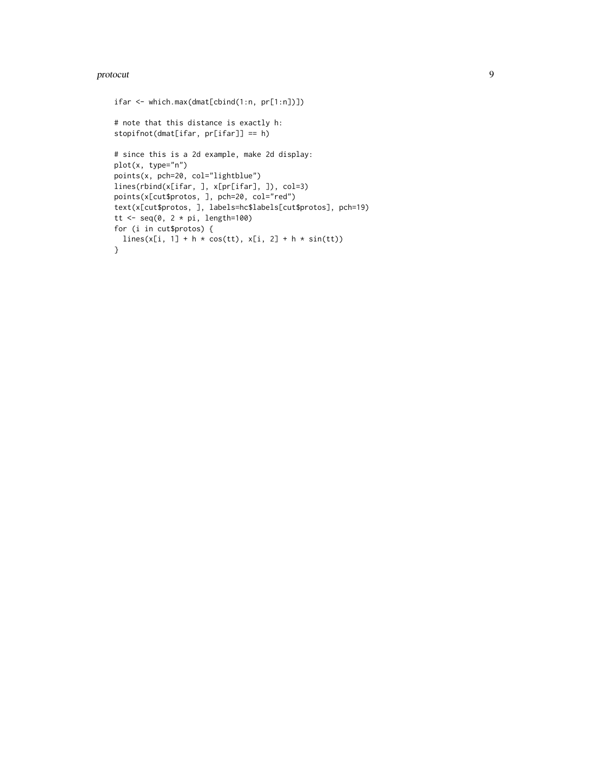```
ifar <- which.max(dmat[cbind(1:n, pr[1:n])])

# note that this distance is exactly h:
stopifnot(dmat[ifar, pr[ifar]] == h)

# since this is a 2d example, make 2d display:
plot(x, type="n")
points(x, pch=20, col="lightblue")
lines(rbind(x[ifar, ], x[pr[ifar], ]), col=3)
points(x[cut$protos, ], pch=20, col="red")
text(x[cut$protos, ], labels=hc$labels[cut$protos], pch=19)
tt <- seq(0, 2 * pi, length=100)
for (i in cut$protos) {
  lines(x[i, 1] + h * cos(tt), x[i, 2] + h * sin(tt))
}
```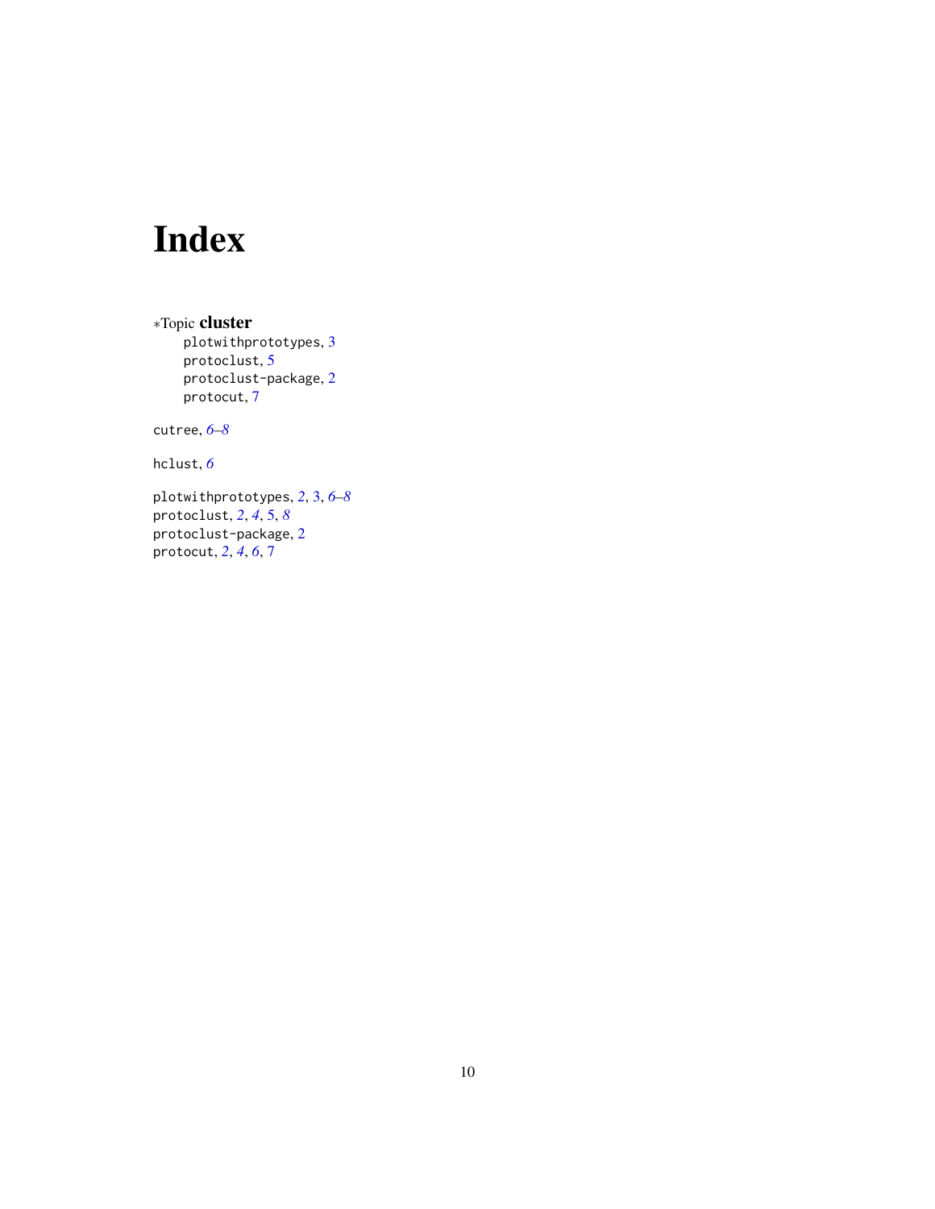# Index

∗Topic **cluster**

- plotwithprototypes, 3
- protoclust, 5
- protoclust-package, 2
- protocut, 7

cutree, *6–8*

hclust, *6*

plotwithprototypes, *2*, 3, *6–8*
protoclust, *2*, *4*, 5, *8*
protoclust-package, 2
protocut, *2*, *4*, *6*, 7